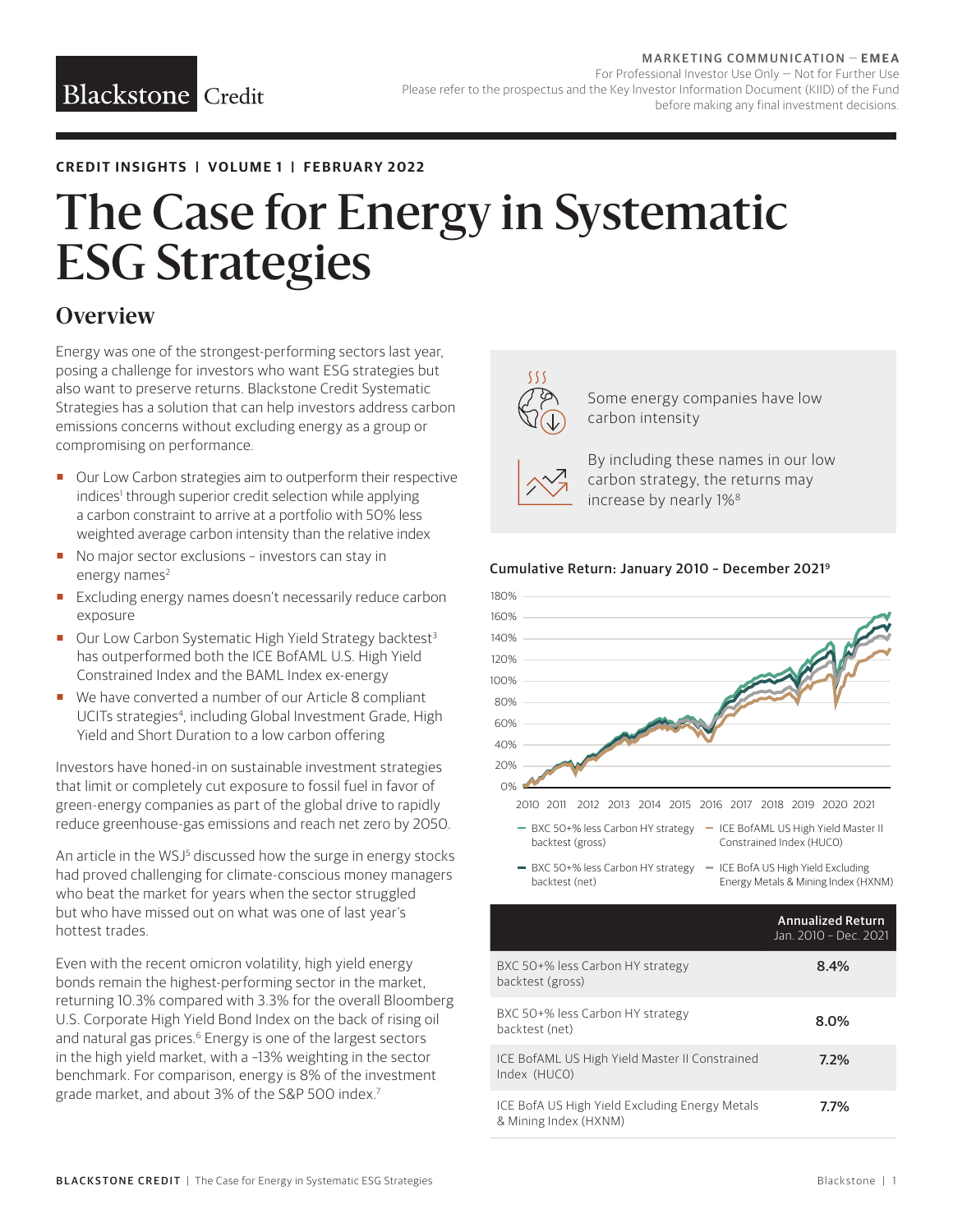MARKETING COMMUNICATION — EMEA
For Professional Investor Use Only — Not for Further Use
Please refer to the prospectus and the Key Investor Information Document (KIID) of the Fund before making any final investment decisions.

Blackstone Credit

**CREDIT INSIGHTS | VOLUME 1 | FEBRUARY 2022**

# The Case for Energy in Systematic ESG Strategies

## Overview

Energy was one of the strongest-performing sectors last year, posing a challenge for investors who want ESG strategies but also want to preserve returns. Blackstone Credit Systematic Strategies has a solution that can help investors address carbon emissions concerns without excluding energy as a group or compromising on performance.

- Our Low Carbon strategies aim to outperform their respective indices[1] through superior credit selection while applying a carbon constraint to arrive at a portfolio with 50% less weighted average carbon intensity than the relative index
- No major sector exclusions – investors can stay in energy names[2]
- Excluding energy names doesn't necessarily reduce carbon exposure
- Our Low Carbon Systematic High Yield Strategy backtest[3] has outperformed both the ICE BofAML U.S. High Yield Constrained Index and the BAML Index ex-energy
- We have converted a number of our Article 8 compliant UCITs strategies[4], including Global Investment Grade, High Yield and Short Duration to a low carbon offering

Investors have honed-in on sustainable investment strategies that limit or completely cut exposure to fossil fuel in favor of green-energy companies as part of the global drive to rapidly reduce greenhouse-gas emissions and reach net zero by 2050.

An article in the WSJ[5] discussed how the surge in energy stocks had proved challenging for climate-conscious money managers who beat the market for years when the sector struggled but who have missed out on what was one of last year's hottest trades.

Even with the recent omicron volatility, high yield energy bonds remain the highest-performing sector in the market, returning 10.3% compared with 3.3% for the overall Bloomberg U.S. Corporate High Yield Bond Index on the back of rising oil and natural gas prices.[6] Energy is one of the largest sectors in the high yield market, with a ~13% weighting in the sector benchmark. For comparison, energy is 8% of the investment grade market, and about 3% of the S&P 500 index.[7]

Some energy companies have low carbon intensity

By including these names in our low carbon strategy, the returns may increase by nearly 1%[8]

**Cumulative Return: January 2010 – December 2021[9]**

Legend: BXC 50+% less Carbon HY strategy backtest (gross); ICE BofAML US High Yield Master II Constrained Index (HUCO); BXC 50+% less Carbon HY strategy backtest (net); ICE BofA US High Yield Excluding Energy Metals & Mining Index (HXNM)

| | Annualized Return Jan. 2010 – Dec. 2021 |
|---|---|
| BXC 50+% less Carbon HY strategy backtest (gross) | 8.4% |
| BXC 50+% less Carbon HY strategy backtest (net) | 8.0% |
| ICE BofAML US High Yield Master II Constrained Index (HUCO) | 7.2% |
| ICE BofA US High Yield Excluding Energy Metals & Mining Index (HXNM) | 7.7% |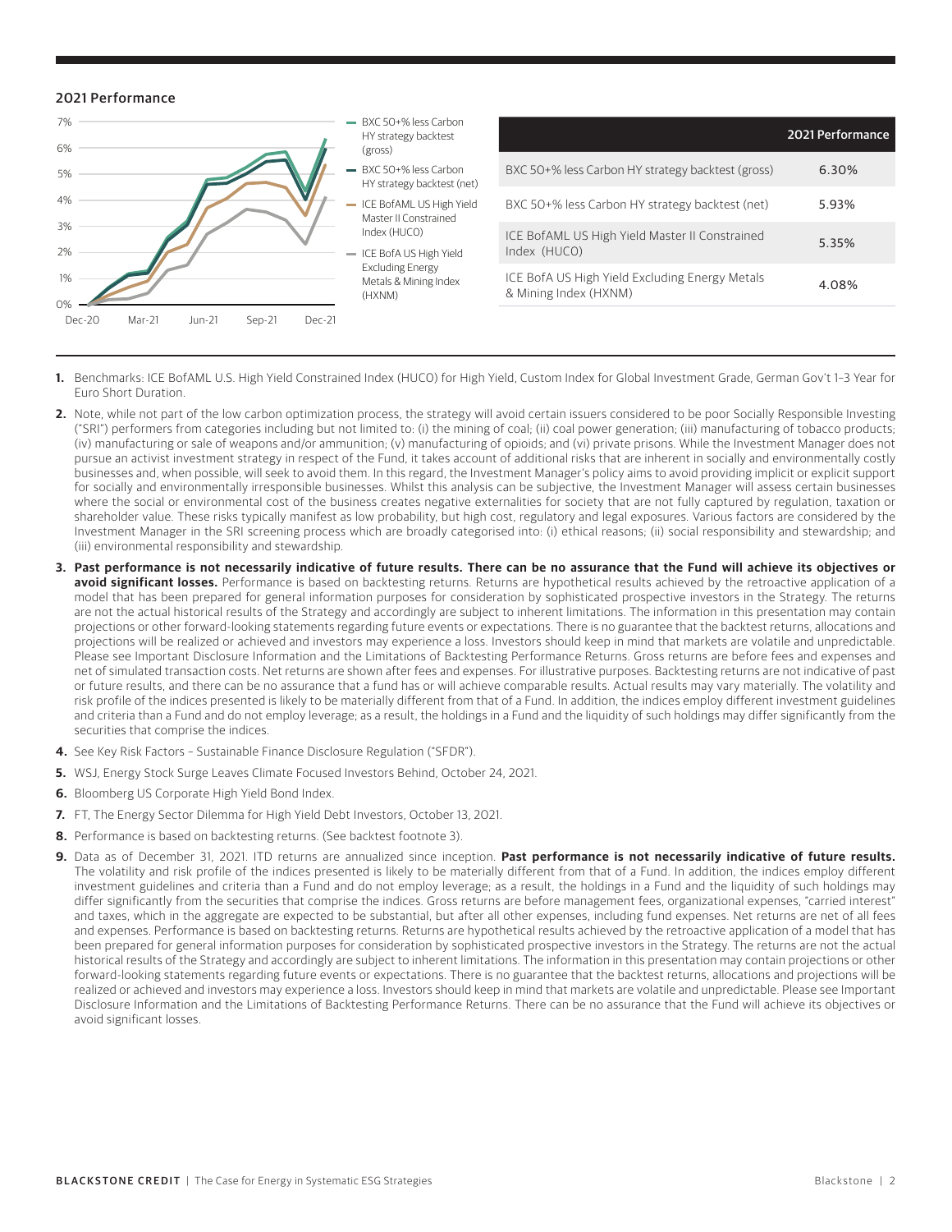## 2021 Performance

|  | 2021 Performance |
|---|---|
| BXC 50+% less Carbon HY strategy backtest (gross) | 6.30% |
| BXC 50+% less Carbon HY strategy backtest (net) | 5.93% |
| ICE BofAML US High Yield Master II Constrained Index (HUCO) | 5.35% |
| ICE BofA US High Yield Excluding Energy Metals & Mining Index (HXNM) | 4.08% |

1. Benchmarks: ICE BofAML U.S. High Yield Constrained Index (HUC0) for High Yield, Custom Index for Global Investment Grade, German Gov't 1–3 Year for Euro Short Duration.
2. Note, while not part of the low carbon optimization process, the strategy will avoid certain issuers considered to be poor Socially Responsible Investing ("SRI") performers from categories including but not limited to: (i) the mining of coal; (ii) coal power generation; (iii) manufacturing of tobacco products; (iv) manufacturing or sale of weapons and/or ammunition; (v) manufacturing of opioids; and (vi) private prisons. While the Investment Manager does not pursue an activist investment strategy in respect of the Fund, it takes account of additional risks that are inherent in socially and environmentally costly businesses and, when possible, will seek to avoid them. In this regard, the Investment Manager's policy aims to avoid providing implicit or explicit support for socially and environmentally irresponsible businesses. Whilst this analysis can be subjective, the Investment Manager will assess certain businesses where the social or environmental cost of the business creates negative externalities for society that are not fully captured by regulation, taxation or shareholder value. These risks typically manifest as low probability, but high cost, regulatory and legal exposures. Various factors are considered by the Investment Manager in the SRI screening process which are broadly categorised into: (i) ethical reasons; (ii) social responsibility and stewardship; and (iii) environmental responsibility and stewardship.
3. **Past performance is not necessarily indicative of future results. There can be no assurance that the Fund will achieve its objectives or avoid significant losses.** Performance is based on backtesting returns. Returns are hypothetical results achieved by the retroactive application of a model that has been prepared for general information purposes for consideration by sophisticated prospective investors in the Strategy. The returns are not the actual historical results of the Strategy and accordingly are subject to inherent limitations. The information in this presentation may contain projections or other forward-looking statements regarding future events or expectations. There is no guarantee that the backtest returns, allocations and projections will be realized or achieved and investors may experience a loss. Investors should keep in mind that markets are volatile and unpredictable. Please see Important Disclosure Information and the Limitations of Backtesting Performance Returns. Gross returns are before fees and expenses and net of simulated transaction costs. Net returns are shown after fees and expenses. For illustrative purposes. Backtesting returns are not indicative of past or future results, and there can be no assurance that a fund has or will achieve comparable results. Actual results may vary materially. The volatility and risk profile of the indices presented is likely to be materially different from that of a Fund. In addition, the indices employ different investment guidelines and criteria than a Fund and do not employ leverage; as a result, the holdings in a Fund and the liquidity of such holdings may differ significantly from the securities that comprise the indices.
4. See Key Risk Factors – Sustainable Finance Disclosure Regulation ("SFDR").
5. WSJ, Energy Stock Surge Leaves Climate Focused Investors Behind, October 24, 2021.
6. Bloomberg US Corporate High Yield Bond Index.
7. FT, The Energy Sector Dilemma for High Yield Debt Investors, October 13, 2021.
8. Performance is based on backtesting returns. (See backtest footnote 3).
9. Data as of December 31, 2021. ITD returns are annualized since inception. **Past performance is not necessarily indicative of future results.** The volatility and risk profile of the indices presented is likely to be materially different from that of a Fund. In addition, the indices employ different investment guidelines and criteria than a Fund and do not employ leverage; as a result, the holdings in a Fund and the liquidity of such holdings may differ significantly from the securities that comprise the indices. Gross returns are before management fees, organizational expenses, "carried interest" and taxes, which in the aggregate are expected to be substantial, but after all other expenses, including fund expenses. Net returns are net of all fees and expenses. Performance is based on backtesting returns. Returns are hypothetical results achieved by the retroactive application of a model that has been prepared for general information purposes for consideration by sophisticated prospective investors in the Strategy. The returns are not the actual historical results of the Strategy and accordingly are subject to inherent limitations. The information in this presentation may contain projections or other forward-looking statements regarding future events or expectations. There is no guarantee that the backtest returns, allocations and projections will be realized or achieved and investors may experience a loss. Investors should keep in mind that markets are volatile and unpredictable. Please see Important Disclosure Information and the Limitations of Backtesting Performance Returns. There can be no assurance that the Fund will achieve its objectives or avoid significant losses.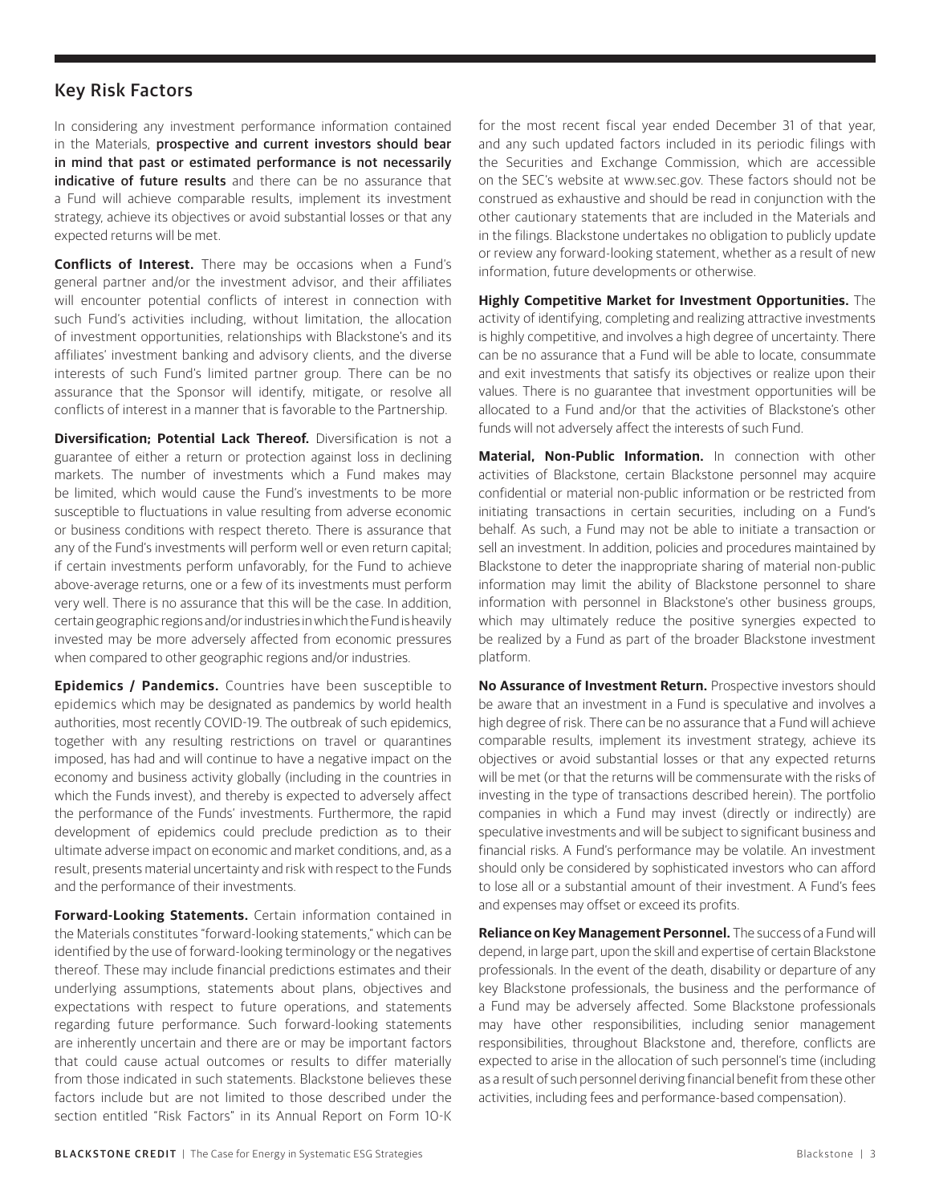## Key Risk Factors

In considering any investment performance information contained in the Materials, **prospective and current investors should bear in mind that past or estimated performance is not necessarily indicative of future results** and there can be no assurance that a Fund will achieve comparable results, implement its investment strategy, achieve its objectives or avoid substantial losses or that any expected returns will be met.

**Conflicts of Interest.** There may be occasions when a Fund's general partner and/or the investment advisor, and their affiliates will encounter potential conflicts of interest in connection with such Fund's activities including, without limitation, the allocation of investment opportunities, relationships with Blackstone's and its affiliates' investment banking and advisory clients, and the diverse interests of such Fund's limited partner group. There can be no assurance that the Sponsor will identify, mitigate, or resolve all conflicts of interest in a manner that is favorable to the Partnership.

**Diversification; Potential Lack Thereof.** Diversification is not a guarantee of either a return or protection against loss in declining markets. The number of investments which a Fund makes may be limited, which would cause the Fund's investments to be more susceptible to fluctuations in value resulting from adverse economic or business conditions with respect thereto. There is assurance that any of the Fund's investments will perform well or even return capital; if certain investments perform unfavorably, for the Fund to achieve above-average returns, one or a few of its investments must perform very well. There is no assurance that this will be the case. In addition, certain geographic regions and/or industries in which the Fund is heavily invested may be more adversely affected from economic pressures when compared to other geographic regions and/or industries.

**Epidemics / Pandemics.** Countries have been susceptible to epidemics which may be designated as pandemics by world health authorities, most recently COVID-19. The outbreak of such epidemics, together with any resulting restrictions on travel or quarantines imposed, has had and will continue to have a negative impact on the economy and business activity globally (including in the countries in which the Funds invest), and thereby is expected to adversely affect the performance of the Funds' investments. Furthermore, the rapid development of epidemics could preclude prediction as to their ultimate adverse impact on economic and market conditions, and, as a result, presents material uncertainty and risk with respect to the Funds and the performance of their investments.

**Forward-Looking Statements.** Certain information contained in the Materials constitutes "forward-looking statements," which can be identified by the use of forward-looking terminology or the negatives thereof. These may include financial predictions estimates and their underlying assumptions, statements about plans, objectives and expectations with respect to future operations, and statements regarding future performance. Such forward-looking statements are inherently uncertain and there are or may be important factors that could cause actual outcomes or results to differ materially from those indicated in such statements. Blackstone believes these factors include but are not limited to those described under the section entitled "Risk Factors" in its Annual Report on Form 10-K for the most recent fiscal year ended December 31 of that year, and any such updated factors included in its periodic filings with the Securities and Exchange Commission, which are accessible on the SEC's website at www.sec.gov. These factors should not be construed as exhaustive and should be read in conjunction with the other cautionary statements that are included in the Materials and in the filings. Blackstone undertakes no obligation to publicly update or review any forward-looking statement, whether as a result of new information, future developments or otherwise.

**Highly Competitive Market for Investment Opportunities.** The activity of identifying, completing and realizing attractive investments is highly competitive, and involves a high degree of uncertainty. There can be no assurance that a Fund will be able to locate, consummate and exit investments that satisfy its objectives or realize upon their values. There is no guarantee that investment opportunities will be allocated to a Fund and/or that the activities of Blackstone's other funds will not adversely affect the interests of such Fund.

**Material, Non-Public Information.** In connection with other activities of Blackstone, certain Blackstone personnel may acquire confidential or material non-public information or be restricted from initiating transactions in certain securities, including on a Fund's behalf. As such, a Fund may not be able to initiate a transaction or sell an investment. In addition, policies and procedures maintained by Blackstone to deter the inappropriate sharing of material non-public information may limit the ability of Blackstone personnel to share information with personnel in Blackstone's other business groups, which may ultimately reduce the positive synergies expected to be realized by a Fund as part of the broader Blackstone investment platform.

**No Assurance of Investment Return.** Prospective investors should be aware that an investment in a Fund is speculative and involves a high degree of risk. There can be no assurance that a Fund will achieve comparable results, implement its investment strategy, achieve its objectives or avoid substantial losses or that any expected returns will be met (or that the returns will be commensurate with the risks of investing in the type of transactions described herein). The portfolio companies in which a Fund may invest (directly or indirectly) are speculative investments and will be subject to significant business and financial risks. A Fund's performance may be volatile. An investment should only be considered by sophisticated investors who can afford to lose all or a substantial amount of their investment. A Fund's fees and expenses may offset or exceed its profits.

**Reliance on Key Management Personnel.** The success of a Fund will depend, in large part, upon the skill and expertise of certain Blackstone professionals. In the event of the death, disability or departure of any key Blackstone professionals, the business and the performance of a Fund may be adversely affected. Some Blackstone professionals may have other responsibilities, including senior management responsibilities, throughout Blackstone and, therefore, conflicts are expected to arise in the allocation of such personnel's time (including as a result of such personnel deriving financial benefit from these other activities, including fees and performance-based compensation).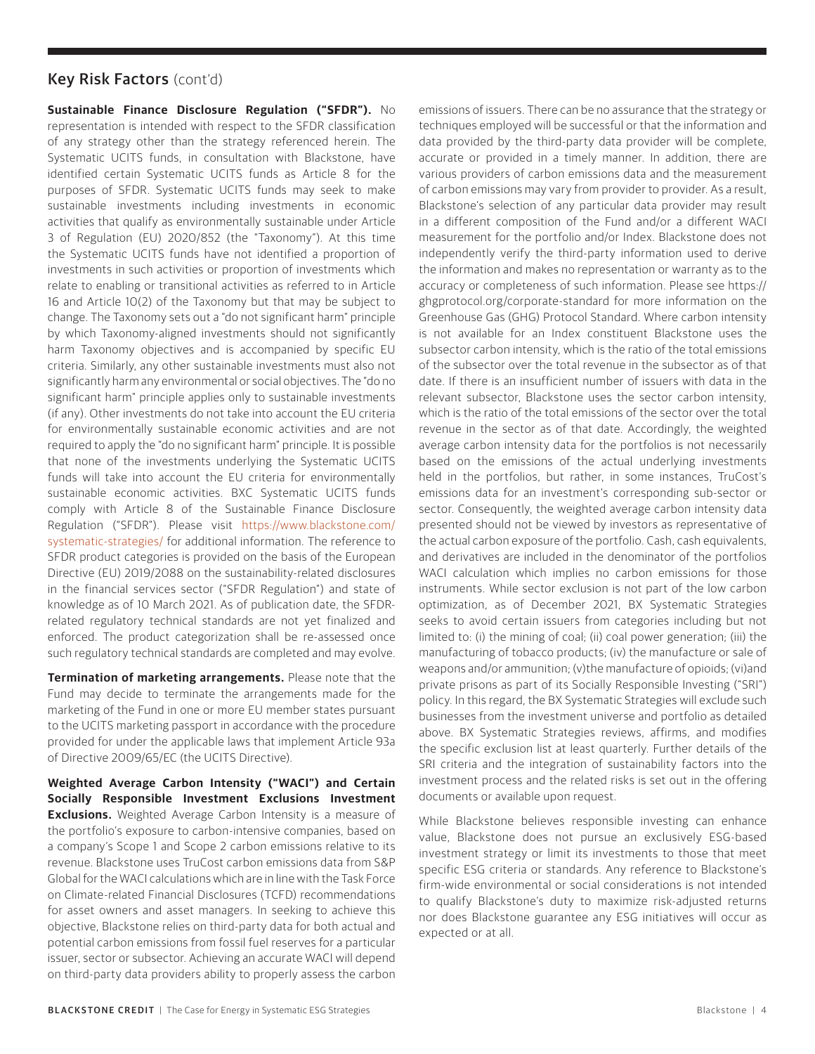## Key Risk Factors (cont'd)

**Sustainable Finance Disclosure Regulation ("SFDR").** No representation is intended with respect to the SFDR classification of any strategy other than the strategy referenced herein. The Systematic UCITS funds, in consultation with Blackstone, have identified certain Systematic UCITS funds as Article 8 for the purposes of SFDR. Systematic UCITS funds may seek to make sustainable investments including investments in economic activities that qualify as environmentally sustainable under Article 3 of Regulation (EU) 2020/852 (the "Taxonomy"). At this time the Systematic UCITS funds have not identified a proportion of investments in such activities or proportion of investments which relate to enabling or transitional activities as referred to in Article 16 and Article 10(2) of the Taxonomy but that may be subject to change. The Taxonomy sets out a "do not significant harm" principle by which Taxonomy-aligned investments should not significantly harm Taxonomy objectives and is accompanied by specific EU criteria. Similarly, any other sustainable investments must also not significantly harm any environmental or social objectives. The "do no significant harm" principle applies only to sustainable investments (if any). Other investments do not take into account the EU criteria for environmentally sustainable economic activities and are not required to apply the "do no significant harm" principle. It is possible that none of the investments underlying the Systematic UCITS funds will take into account the EU criteria for environmentally sustainable economic activities. BXC Systematic UCITS funds comply with Article 8 of the Sustainable Finance Disclosure Regulation ("SFDR"). Please visit https://www.blackstone.com/systematic-strategies/ for additional information. The reference to SFDR product categories is provided on the basis of the European Directive (EU) 2019/2088 on the sustainability-related disclosures in the financial services sector ("SFDR Regulation") and state of knowledge as of 10 March 2021. As of publication date, the SFDR-related regulatory technical standards are not yet finalized and enforced. The product categorization shall be re-assessed once such regulatory technical standards are completed and may evolve.

**Termination of marketing arrangements.** Please note that the Fund may decide to terminate the arrangements made for the marketing of the Fund in one or more EU member states pursuant to the UCITS marketing passport in accordance with the procedure provided for under the applicable laws that implement Article 93a of Directive 2009/65/EC (the UCITS Directive).

**Weighted Average Carbon Intensity ("WACI") and Certain Socially Responsible Investment Exclusions Investment Exclusions.** Weighted Average Carbon Intensity is a measure of the portfolio's exposure to carbon-intensive companies, based on a company's Scope 1 and Scope 2 carbon emissions relative to its revenue. Blackstone uses TruCost carbon emissions data from S&P Global for the WACI calculations which are in line with the Task Force on Climate-related Financial Disclosures (TCFD) recommendations for asset owners and asset managers. In seeking to achieve this objective, Blackstone relies on third-party data for both actual and potential carbon emissions from fossil fuel reserves for a particular issuer, sector or subsector. Achieving an accurate WACI will depend on third-party data providers ability to properly assess the carbon emissions of issuers. There can be no assurance that the strategy or techniques employed will be successful or that the information and data provided by the third-party data provider will be complete, accurate or provided in a timely manner. In addition, there are various providers of carbon emissions data and the measurement of carbon emissions may vary from provider to provider. As a result, Blackstone's selection of any particular data provider may result in a different composition of the Fund and/or a different WACI measurement for the portfolio and/or Index. Blackstone does not independently verify the third-party information used to derive the information and makes no representation or warranty as to the accuracy or completeness of such information. Please see https://ghgprotocol.org/corporate-standard for more information on the Greenhouse Gas (GHG) Protocol Standard. Where carbon intensity is not available for an Index constituent Blackstone uses the subsector carbon intensity, which is the ratio of the total emissions of the subsector over the total revenue in the subsector as of that date. If there is an insufficient number of issuers with data in the relevant subsector, Blackstone uses the sector carbon intensity, which is the ratio of the total emissions of the sector over the total revenue in the sector as of that date. Accordingly, the weighted average carbon intensity data for the portfolios is not necessarily based on the emissions of the actual underlying investments held in the portfolios, but rather, in some instances, TruCost's emissions data for an investment's corresponding sub-sector or sector. Consequently, the weighted average carbon intensity data presented should not be viewed by investors as representative of the actual carbon exposure of the portfolio. Cash, cash equivalents, and derivatives are included in the denominator of the portfolios WACI calculation which implies no carbon emissions for those instruments. While sector exclusion is not part of the low carbon optimization, as of December 2021, BX Systematic Strategies seeks to avoid certain issuers from categories including but not limited to: (i) the mining of coal; (ii) coal power generation; (iii) the manufacturing of tobacco products; (iv) the manufacture or sale of weapons and/or ammunition; (v)the manufacture of opioids; (vi)and private prisons as part of its Socially Responsible Investing ("SRI") policy. In this regard, the BX Systematic Strategies will exclude such businesses from the investment universe and portfolio as detailed above. BX Systematic Strategies reviews, affirms, and modifies the specific exclusion list at least quarterly. Further details of the SRI criteria and the integration of sustainability factors into the investment process and the related risks is set out in the offering documents or available upon request.

While Blackstone believes responsible investing can enhance value, Blackstone does not pursue an exclusively ESG-based investment strategy or limit its investments to those that meet specific ESG criteria or standards. Any reference to Blackstone's firm-wide environmental or social considerations is not intended to qualify Blackstone's duty to maximize risk-adjusted returns nor does Blackstone guarantee any ESG initiatives will occur as expected or at all.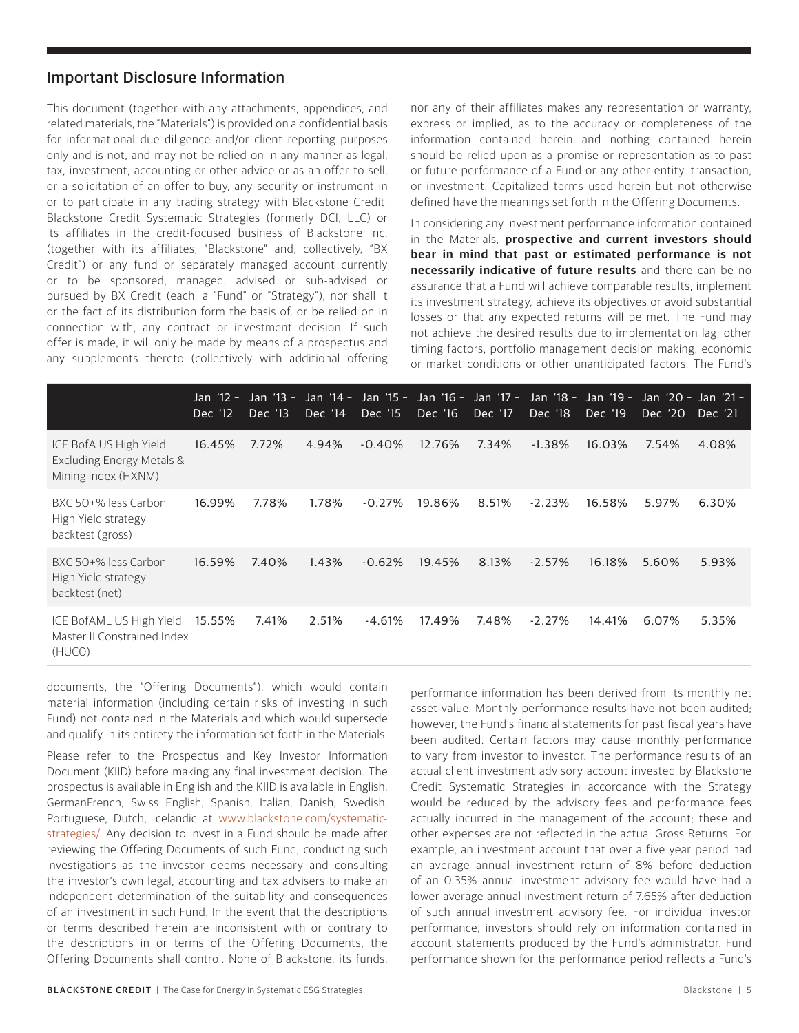## Important Disclosure Information

This document (together with any attachments, appendices, and related materials, the "Materials") is provided on a confidential basis for informational due diligence and/or client reporting purposes only and is not, and may not be relied on in any manner as legal, tax, investment, accounting or other advice or as an offer to sell, or a solicitation of an offer to buy, any security or instrument in or to participate in any trading strategy with Blackstone Credit, Blackstone Credit Systematic Strategies (formerly DCI, LLC) or its affiliates in the credit-focused business of Blackstone Inc. (together with its affiliates, "Blackstone" and, collectively, "BX Credit") or any fund or separately managed account currently or to be sponsored, managed, advised or sub-advised or pursued by BX Credit (each, a "Fund" or "Strategy"), nor shall it or the fact of its distribution form the basis of, or be relied on in connection with, any contract or investment decision. If such offer is made, it will only be made by means of a prospectus and any supplements thereto (collectively with additional offering documents, the "Offering Documents"), which would contain material information (including certain risks of investing in such Fund) not contained in the Materials and which would supersede and qualify in its entirety the information set forth in the Materials.

Please refer to the Prospectus and Key Investor Information Document (KIID) before making any final investment decision. The prospectus is available in English and the KIID is available in English, GermanFrench, Swiss English, Spanish, Italian, Danish, Swedish, Portuguese, Dutch, Icelandic at www.blackstone.com/systematic-strategies/. Any decision to invest in a Fund should be made after reviewing the Offering Documents of such Fund, conducting such investigations as the investor deems necessary and consulting the investor's own legal, accounting and tax advisers to make an independent determination of the suitability and consequences of an investment in such Fund. In the event that the descriptions or terms described herein are inconsistent with or contrary to the descriptions in or terms of the Offering Documents, the Offering Documents shall control. None of Blackstone, its funds, nor any of their affiliates makes any representation or warranty, express or implied, as to the accuracy or completeness of the information contained herein and nothing contained herein should be relied upon as a promise or representation as to past or future performance of a Fund or any other entity, transaction, or investment. Capitalized terms used herein but not otherwise defined have the meanings set forth in the Offering Documents.

In considering any investment performance information contained in the Materials, **prospective and current investors should bear in mind that past or estimated performance is not necessarily indicative of future results** and there can be no assurance that a Fund will achieve comparable results, implement its investment strategy, achieve its objectives or avoid substantial losses or that any expected returns will be met. The Fund may not achieve the desired results due to implementation lag, other timing factors, portfolio management decision making, economic or market conditions or other unanticipated factors. The Fund's performance information has been derived from its monthly net asset value. Monthly performance results have not been audited; however, the Fund's financial statements for past fiscal years have been audited. Certain factors may cause monthly performance to vary from investor to investor. The performance results of an actual client investment advisory account invested by Blackstone Credit Systematic Strategies in accordance with the Strategy would be reduced by the advisory fees and performance fees actually incurred in the management of the account; these and other expenses are not reflected in the actual Gross Returns. For example, an investment account that over a five year period had an average annual investment return of 8% before deduction of an 0.35% annual investment advisory fee would have had a lower average annual investment return of 7.65% after deduction of such annual investment advisory fee. For individual investor performance, investors should rely on information contained in account statements produced by the Fund's administrator. Fund performance shown for the performance period reflects a Fund's

| | Jan '12 – Dec '12 | Jan '13 – Dec '13 | Jan '14 – Dec '14 | Jan '15 – Dec '15 | Jan '16 – Dec '16 | Jan '17 – Dec '17 | Jan '18 – Dec '18 | Jan '19 – Dec '19 | Jan '20 – Dec '20 | Jan '21 – Dec '21 |
|---|---|---|---|---|---|---|---|---|---|---|
| ICE BofA US High Yield Excluding Energy Metals & Mining Index (HXNM) | 16.45% | 7.72% | 4.94% | -0.40% | 12.76% | 7.34% | -1.38% | 16.03% | 7.54% | 4.08% |
| BXC 50+% less Carbon High Yield strategy backtest (gross) | 16.99% | 7.78% | 1.78% | -0.27% | 19.86% | 8.51% | -2.23% | 16.58% | 5.97% | 6.30% |
| BXC 50+% less Carbon High Yield strategy backtest (net) | 16.59% | 7.40% | 1.43% | -0.62% | 19.45% | 8.13% | -2.57% | 16.18% | 5.60% | 5.93% |
| ICE BofAML US High Yield Master II Constrained Index (HUC0) | 15.55% | 7.41% | 2.51% | -4.61% | 17.49% | 7.48% | -2.27% | 14.41% | 6.07% | 5.35% |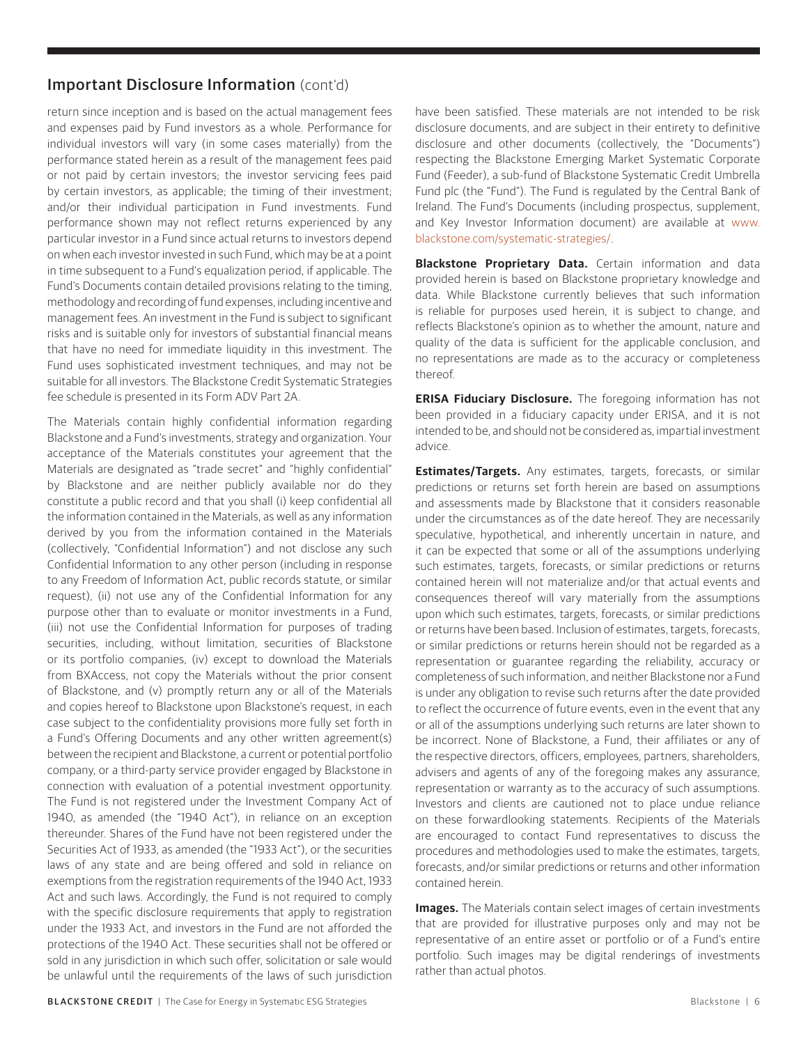## Important Disclosure Information (cont'd)

return since inception and is based on the actual management fees and expenses paid by Fund investors as a whole. Performance for individual investors will vary (in some cases materially) from the performance stated herein as a result of the management fees paid or not paid by certain investors; the investor servicing fees paid by certain investors, as applicable; the timing of their investment; and/or their individual participation in Fund investments. Fund performance shown may not reflect returns experienced by any particular investor in a Fund since actual returns to investors depend on when each investor invested in such Fund, which may be at a point in time subsequent to a Fund's equalization period, if applicable. The Fund's Documents contain detailed provisions relating to the timing, methodology and recording of fund expenses, including incentive and management fees. An investment in the Fund is subject to significant risks and is suitable only for investors of substantial financial means that have no need for immediate liquidity in this investment. The Fund uses sophisticated investment techniques, and may not be suitable for all investors. The Blackstone Credit Systematic Strategies fee schedule is presented in its Form ADV Part 2A.

The Materials contain highly confidential information regarding Blackstone and a Fund's investments, strategy and organization. Your acceptance of the Materials constitutes your agreement that the Materials are designated as "trade secret" and "highly confidential" by Blackstone and are neither publicly available nor do they constitute a public record and that you shall (i) keep confidential all the information contained in the Materials, as well as any information derived by you from the information contained in the Materials (collectively, "Confidential Information") and not disclose any such Confidential Information to any other person (including in response to any Freedom of Information Act, public records statute, or similar request), (ii) not use any of the Confidential Information for any purpose other than to evaluate or monitor investments in a Fund, (iii) not use the Confidential Information for purposes of trading securities, including, without limitation, securities of Blackstone or its portfolio companies, (iv) except to download the Materials from BXAccess, not copy the Materials without the prior consent of Blackstone, and (v) promptly return any or all of the Materials and copies hereof to Blackstone upon Blackstone's request, in each case subject to the confidentiality provisions more fully set forth in a Fund's Offering Documents and any other written agreement(s) between the recipient and Blackstone, a current or potential portfolio company, or a third-party service provider engaged by Blackstone in connection with evaluation of a potential investment opportunity. The Fund is not registered under the Investment Company Act of 1940, as amended (the "1940 Act"), in reliance on an exception thereunder. Shares of the Fund have not been registered under the Securities Act of 1933, as amended (the "1933 Act"), or the securities laws of any state and are being offered and sold in reliance on exemptions from the registration requirements of the 1940 Act, 1933 Act and such laws. Accordingly, the Fund is not required to comply with the specific disclosure requirements that apply to registration under the 1933 Act, and investors in the Fund are not afforded the protections of the 1940 Act. These securities shall not be offered or sold in any jurisdiction in which such offer, solicitation or sale would be unlawful until the requirements of the laws of such jurisdiction have been satisfied. These materials are not intended to be risk disclosure documents, and are subject in their entirety to definitive disclosure and other documents (collectively, the "Documents") respecting the Blackstone Emerging Market Systematic Corporate Fund (Feeder), a sub-fund of Blackstone Systematic Credit Umbrella Fund plc (the "Fund"). The Fund is regulated by the Central Bank of Ireland. The Fund's Documents (including prospectus, supplement, and Key Investor Information document) are available at www.blackstone.com/systematic-strategies/.

**Blackstone Proprietary Data.** Certain information and data provided herein is based on Blackstone proprietary knowledge and data. While Blackstone currently believes that such information is reliable for purposes used herein, it is subject to change, and reflects Blackstone's opinion as to whether the amount, nature and quality of the data is sufficient for the applicable conclusion, and no representations are made as to the accuracy or completeness thereof.

**ERISA Fiduciary Disclosure.** The foregoing information has not been provided in a fiduciary capacity under ERISA, and it is not intended to be, and should not be considered as, impartial investment advice.

**Estimates/Targets.** Any estimates, targets, forecasts, or similar predictions or returns set forth herein are based on assumptions and assessments made by Blackstone that it considers reasonable under the circumstances as of the date hereof. They are necessarily speculative, hypothetical, and inherently uncertain in nature, and it can be expected that some or all of the assumptions underlying such estimates, targets, forecasts, or similar predictions or returns contained herein will not materialize and/or that actual events and consequences thereof will vary materially from the assumptions upon which such estimates, targets, forecasts, or similar predictions or returns have been based. Inclusion of estimates, targets, forecasts, or similar predictions or returns herein should not be regarded as a representation or guarantee regarding the reliability, accuracy or completeness of such information, and neither Blackstone nor a Fund is under any obligation to revise such returns after the date provided to reflect the occurrence of future events, even in the event that any or all of the assumptions underlying such returns are later shown to be incorrect. None of Blackstone, a Fund, their affiliates or any of the respective directors, officers, employees, partners, shareholders, advisers and agents of any of the foregoing makes any assurance, representation or warranty as to the accuracy of such assumptions. Investors and clients are cautioned not to place undue reliance on these forwardlooking statements. Recipients of the Materials are encouraged to contact Fund representatives to discuss the procedures and methodologies used to make the estimates, targets, forecasts, and/or similar predictions or returns and other information contained herein.

**Images.** The Materials contain select images of certain investments that are provided for illustrative purposes only and may not be representative of an entire asset or portfolio or of a Fund's entire portfolio. Such images may be digital renderings of investments rather than actual photos.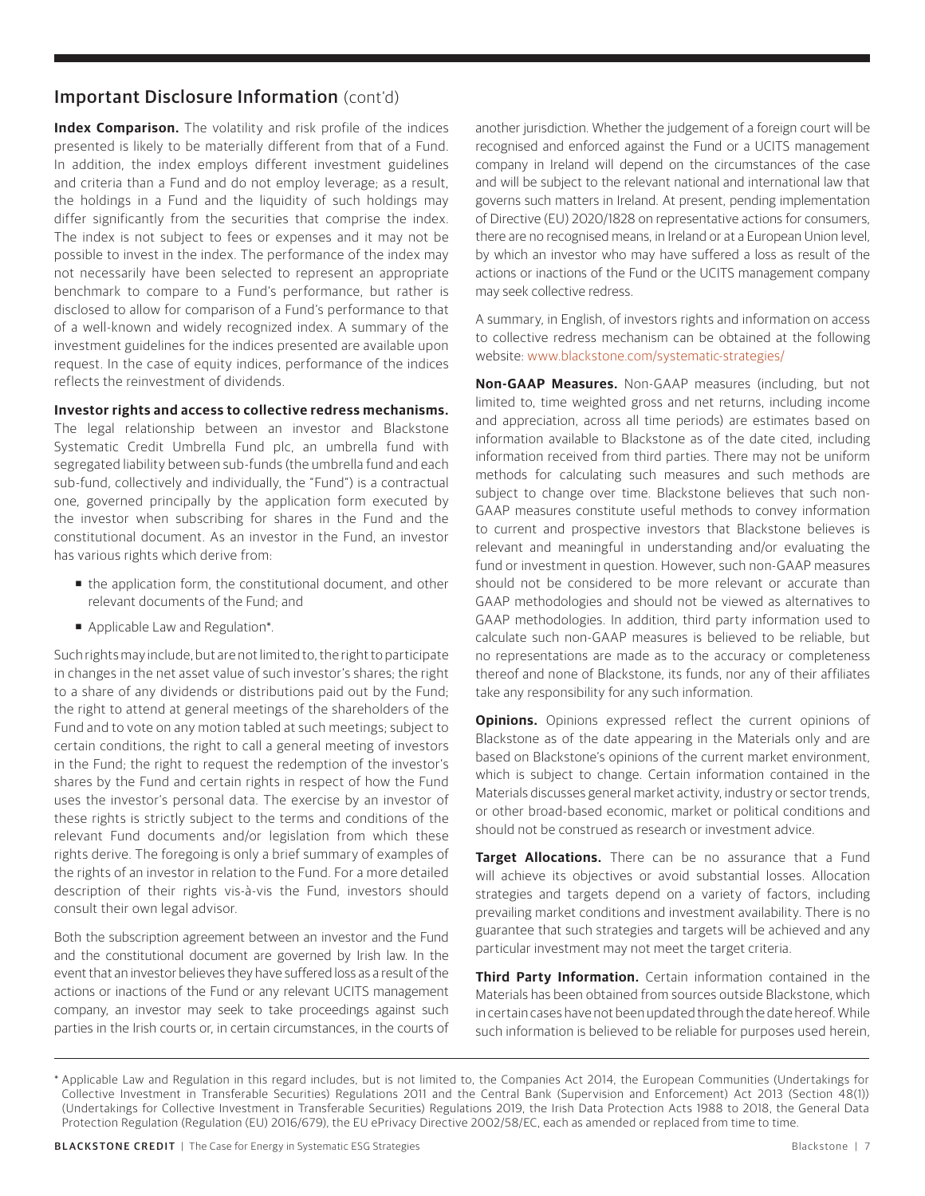## Important Disclosure Information (cont'd)

**Index Comparison.** The volatility and risk profile of the indices presented is likely to be materially different from that of a Fund. In addition, the index employs different investment guidelines and criteria than a Fund and do not employ leverage; as a result, the holdings in a Fund and the liquidity of such holdings may differ significantly from the securities that comprise the index. The index is not subject to fees or expenses and it may not be possible to invest in the index. The performance of the index may not necessarily have been selected to represent an appropriate benchmark to compare to a Fund's performance, but rather is disclosed to allow for comparison of a Fund's performance to that of a well-known and widely recognized index. A summary of the investment guidelines for the indices presented are available upon request. In the case of equity indices, performance of the indices reflects the reinvestment of dividends.

**Investor rights and access to collective redress mechanisms.** The legal relationship between an investor and Blackstone Systematic Credit Umbrella Fund plc, an umbrella fund with segregated liability between sub-funds (the umbrella fund and each sub-fund, collectively and individually, the "Fund") is a contractual one, governed principally by the application form executed by the investor when subscribing for shares in the Fund and the constitutional document. As an investor in the Fund, an investor has various rights which derive from:

- the application form, the constitutional document, and other relevant documents of the Fund; and
- Applicable Law and Regulation*.

Such rights may include, but are not limited to, the right to participate in changes in the net asset value of such investor's shares; the right to a share of any dividends or distributions paid out by the Fund; the right to attend at general meetings of the shareholders of the Fund and to vote on any motion tabled at such meetings; subject to certain conditions, the right to call a general meeting of investors in the Fund; the right to request the redemption of the investor's shares by the Fund and certain rights in respect of how the Fund uses the investor's personal data. The exercise by an investor of these rights is strictly subject to the terms and conditions of the relevant Fund documents and/or legislation from which these rights derive. The foregoing is only a brief summary of examples of the rights of an investor in relation to the Fund. For a more detailed description of their rights vis-à-vis the Fund, investors should consult their own legal advisor.

Both the subscription agreement between an investor and the Fund and the constitutional document are governed by Irish law. In the event that an investor believes they have suffered loss as a result of the actions or inactions of the Fund or any relevant UCITS management company, an investor may seek to take proceedings against such parties in the Irish courts or, in certain circumstances, in the courts of another jurisdiction. Whether the judgement of a foreign court will be recognised and enforced against the Fund or a UCITS management company in Ireland will depend on the circumstances of the case and will be subject to the relevant national and international law that governs such matters in Ireland. At present, pending implementation of Directive (EU) 2020/1828 on representative actions for consumers, there are no recognised means, in Ireland or at a European Union level, by which an investor who may have suffered a loss as result of the actions or inactions of the Fund or the UCITS management company may seek collective redress.

A summary, in English, of investors rights and information on access to collective redress mechanism can be obtained at the following website: www.blackstone.com/systematic-strategies/

**Non-GAAP Measures.** Non-GAAP measures (including, but not limited to, time weighted gross and net returns, including income and appreciation, across all time periods) are estimates based on information available to Blackstone as of the date cited, including information received from third parties. There may not be uniform methods for calculating such measures and such methods are subject to change over time. Blackstone believes that such non-GAAP measures constitute useful methods to convey information to current and prospective investors that Blackstone believes is relevant and meaningful in understanding and/or evaluating the fund or investment in question. However, such non-GAAP measures should not be considered to be more relevant or accurate than GAAP methodologies and should not be viewed as alternatives to GAAP methodologies. In addition, third party information used to calculate such non-GAAP measures is believed to be reliable, but no representations are made as to the accuracy or completeness thereof and none of Blackstone, its funds, nor any of their affiliates take any responsibility for any such information.

**Opinions.** Opinions expressed reflect the current opinions of Blackstone as of the date appearing in the Materials only and are based on Blackstone's opinions of the current market environment, which is subject to change. Certain information contained in the Materials discusses general market activity, industry or sector trends, or other broad-based economic, market or political conditions and should not be construed as research or investment advice.

**Target Allocations.** There can be no assurance that a Fund will achieve its objectives or avoid substantial losses. Allocation strategies and targets depend on a variety of factors, including prevailing market conditions and investment availability. There is no guarantee that such strategies and targets will be achieved and any particular investment may not meet the target criteria.

**Third Party Information.** Certain information contained in the Materials has been obtained from sources outside Blackstone, which in certain cases have not been updated through the date hereof. While such information is believed to be reliable for purposes used herein,

\* Applicable Law and Regulation in this regard includes, but is not limited to, the Companies Act 2014, the European Communities (Undertakings for Collective Investment in Transferable Securities) Regulations 2011 and the Central Bank (Supervision and Enforcement) Act 2013 (Section 48(1)) (Undertakings for Collective Investment in Transferable Securities) Regulations 2019, the Irish Data Protection Acts 1988 to 2018, the General Data Protection Regulation (Regulation (EU) 2016/679), the EU ePrivacy Directive 2002/58/EC, each as amended or replaced from time to time.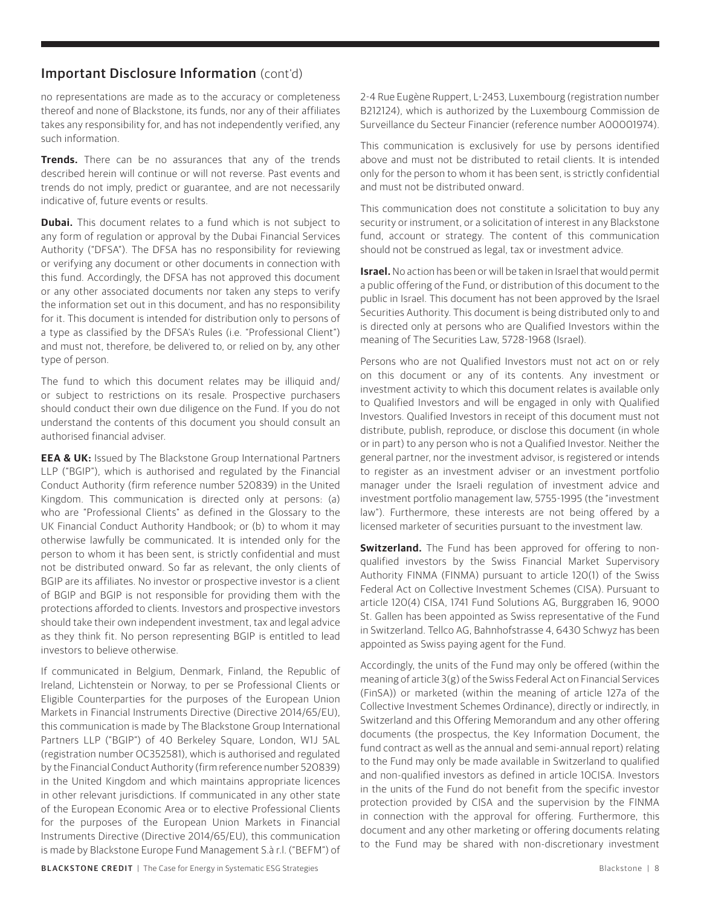## Important Disclosure Information (cont'd)

no representations are made as to the accuracy or completeness thereof and none of Blackstone, its funds, nor any of their affiliates takes any responsibility for, and has not independently verified, any such information.

**Trends.** There can be no assurances that any of the trends described herein will continue or will not reverse. Past events and trends do not imply, predict or guarantee, and are not necessarily indicative of, future events or results.

**Dubai.** This document relates to a fund which is not subject to any form of regulation or approval by the Dubai Financial Services Authority ("DFSA"). The DFSA has no responsibility for reviewing or verifying any document or other documents in connection with this fund. Accordingly, the DFSA has not approved this document or any other associated documents nor taken any steps to verify the information set out in this document, and has no responsibility for it. This document is intended for distribution only to persons of a type as classified by the DFSA's Rules (i.e. "Professional Client") and must not, therefore, be delivered to, or relied on by, any other type of person.

The fund to which this document relates may be illiquid and/ or subject to restrictions on its resale. Prospective purchasers should conduct their own due diligence on the Fund. If you do not understand the contents of this document you should consult an authorised financial adviser.

**EEA & UK:** Issued by The Blackstone Group International Partners LLP ("BGIP"), which is authorised and regulated by the Financial Conduct Authority (firm reference number 520839) in the United Kingdom. This communication is directed only at persons: (a) who are "Professional Clients" as defined in the Glossary to the UK Financial Conduct Authority Handbook; or (b) to whom it may otherwise lawfully be communicated. It is intended only for the person to whom it has been sent, is strictly confidential and must not be distributed onward. So far as relevant, the only clients of BGIP are its affiliates. No investor or prospective investor is a client of BGIP and BGIP is not responsible for providing them with the protections afforded to clients. Investors and prospective investors should take their own independent investment, tax and legal advice as they think fit. No person representing BGIP is entitled to lead investors to believe otherwise.

If communicated in Belgium, Denmark, Finland, the Republic of Ireland, Lichtenstein or Norway, to per se Professional Clients or Eligible Counterparties for the purposes of the European Union Markets in Financial Instruments Directive (Directive 2014/65/EU), this communication is made by The Blackstone Group International Partners LLP ("BGIP") of 40 Berkeley Square, London, W1J 5AL (registration number OC352581), which is authorised and regulated by the Financial Conduct Authority (firm reference number 520839) in the United Kingdom and which maintains appropriate licences in other relevant jurisdictions. If communicated in any other state of the European Economic Area or to elective Professional Clients for the purposes of the European Union Markets in Financial Instruments Directive (Directive 2014/65/EU), this communication is made by Blackstone Europe Fund Management S.à r.l. ("BEFM") of 2-4 Rue Eugène Ruppert, L-2453, Luxembourg (registration number B212124), which is authorized by the Luxembourg Commission de Surveillance du Secteur Financier (reference number A00001974).

This communication is exclusively for use by persons identified above and must not be distributed to retail clients. It is intended only for the person to whom it has been sent, is strictly confidential and must not be distributed onward.

This communication does not constitute a solicitation to buy any security or instrument, or a solicitation of interest in any Blackstone fund, account or strategy. The content of this communication should not be construed as legal, tax or investment advice.

**Israel.** No action has been or will be taken in Israel that would permit a public offering of the Fund, or distribution of this document to the public in Israel. This document has not been approved by the Israel Securities Authority. This document is being distributed only to and is directed only at persons who are Qualified Investors within the meaning of The Securities Law, 5728-1968 (Israel).

Persons who are not Qualified Investors must not act on or rely on this document or any of its contents. Any investment or investment activity to which this document relates is available only to Qualified Investors and will be engaged in only with Qualified Investors. Qualified Investors in receipt of this document must not distribute, publish, reproduce, or disclose this document (in whole or in part) to any person who is not a Qualified Investor. Neither the general partner, nor the investment advisor, is registered or intends to register as an investment adviser or an investment portfolio manager under the Israeli regulation of investment advice and investment portfolio management law, 5755-1995 (the "investment law"). Furthermore, these interests are not being offered by a licensed marketer of securities pursuant to the investment law.

**Switzerland.** The Fund has been approved for offering to non-qualified investors by the Swiss Financial Market Supervisory Authority FINMA (FINMA) pursuant to article 120(1) of the Swiss Federal Act on Collective Investment Schemes (CISA). Pursuant to article 120(4) CISA, 1741 Fund Solutions AG, Burggraben 16, 9000 St. Gallen has been appointed as Swiss representative of the Fund in Switzerland. Tellco AG, Bahnhofstrasse 4, 6430 Schwyz has been appointed as Swiss paying agent for the Fund.

Accordingly, the units of the Fund may only be offered (within the meaning of article 3(g) of the Swiss Federal Act on Financial Services (FinSA)) or marketed (within the meaning of article 127a of the Collective Investment Schemes Ordinance), directly or indirectly, in Switzerland and this Offering Memorandum and any other offering documents (the prospectus, the Key Information Document, the fund contract as well as the annual and semi-annual report) relating to the Fund may only be made available in Switzerland to qualified and non-qualified investors as defined in article 10CISA. Investors in the units of the Fund do not benefit from the specific investor protection provided by CISA and the supervision by the FINMA in connection with the approval for offering. Furthermore, this document and any other marketing or offering documents relating to the Fund may be shared with non-discretionary investment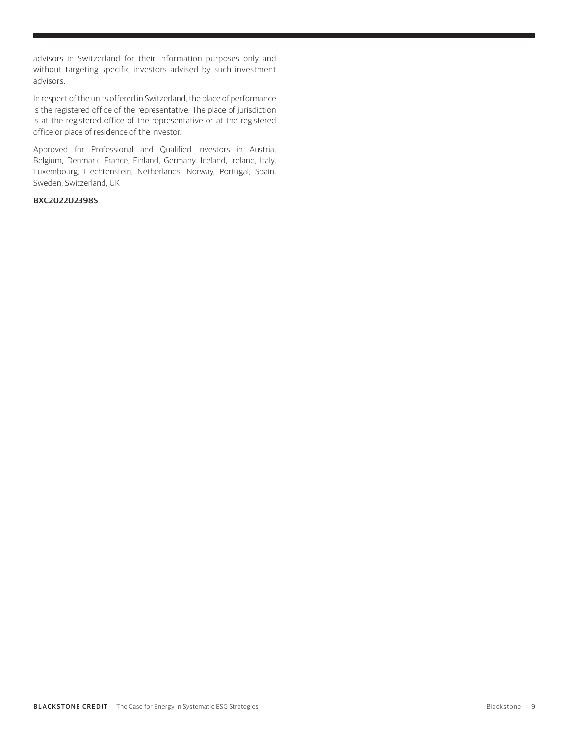advisors in Switzerland for their information purposes only and without targeting specific investors advised by such investment advisors.

In respect of the units offered in Switzerland, the place of performance is the registered office of the representative. The place of jurisdiction is at the registered office of the representative or at the registered office or place of residence of the investor.

Approved for Professional and Qualified investors in Austria, Belgium, Denmark, France, Finland, Germany, Iceland, Ireland, Italy, Luxembourg, Liechtenstein, Netherlands, Norway, Portugal, Spain, Sweden, Switzerland, UK

**BXC20220239 8S**